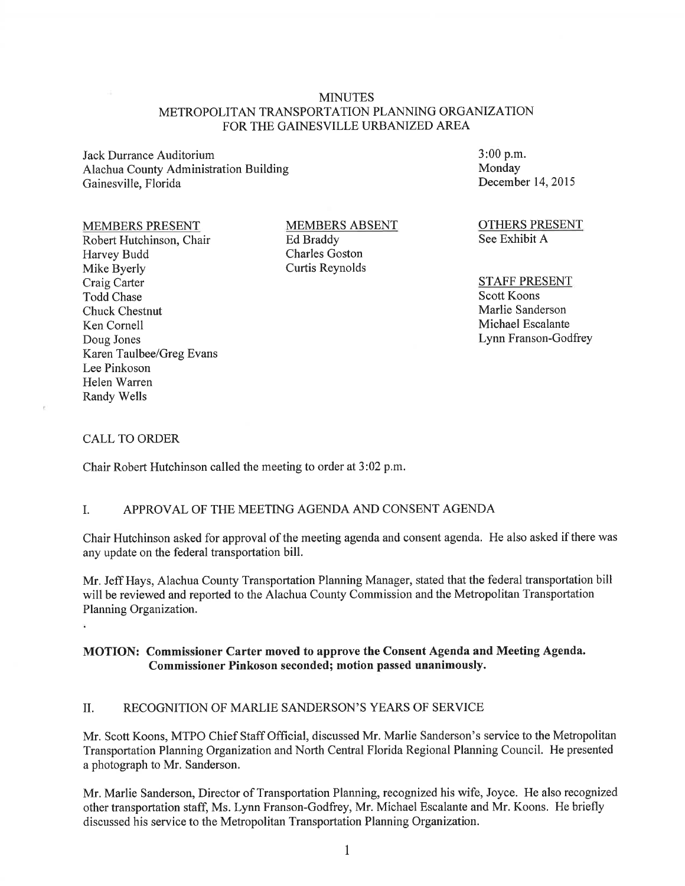# MINUTES
## METROPOLITAN TRANSPORTATION PLANNING ORGANIZATION FOR THE GAINESVILLE URBANIZED AREA

Jack Durrance Auditorium
Alachua County Administration Building
Gainesville, Florida

3:00 p.m.
Monday
December 14, 2015

| MEMBERS PRESENT | MEMBERS ABSENT | OTHERS PRESENT |
|---|---|---|
| Robert Hutchinson, Chair | Ed Braddy | See Exhibit A |
| Harvey Budd | Charles Goston | |
| Mike Byerly | Curtis Reynolds | |
| Craig Carter | | **STAFF PRESENT** |
| Todd Chase | | Scott Koons |
| Chuck Chestnut | | Marlie Sanderson |
| Ken Cornell | | Michael Escalante |
| Doug Jones | | Lynn Franson-Godfrey |
| Karen Taulbee/Greg Evans | | |
| Lee Pinkoson | | |
| Helen Warren | | |
| Randy Wells | | |

CALL TO ORDER

Chair Robert Hutchinson called the meeting to order at 3:02 p.m.

I. APPROVAL OF THE MEETING AGENDA AND CONSENT AGENDA

Chair Hutchinson asked for approval of the meeting agenda and consent agenda. He also asked if there was any update on the federal transportation bill.

Mr. Jeff Hays, Alachua County Transportation Planning Manager, stated that the federal transportation bill will be reviewed and reported to the Alachua County Commission and the Metropolitan Transportation Planning Organization.

**MOTION: Commissioner Carter moved to approve the Consent Agenda and Meeting Agenda. Commissioner Pinkoson seconded; motion passed unanimously.**

II. RECOGNITION OF MARLIE SANDERSON'S YEARS OF SERVICE

Mr. Scott Koons, MTPO Chief Staff Official, discussed Mr. Marlie Sanderson's service to the Metropolitan Transportation Planning Organization and North Central Florida Regional Planning Council. He presented a photograph to Mr. Sanderson.

Mr. Marlie Sanderson, Director of Transportation Planning, recognized his wife, Joyce. He also recognized other transportation staff, Ms. Lynn Franson-Godfrey, Mr. Michael Escalante and Mr. Koons. He briefly discussed his service to the Metropolitan Transportation Planning Organization.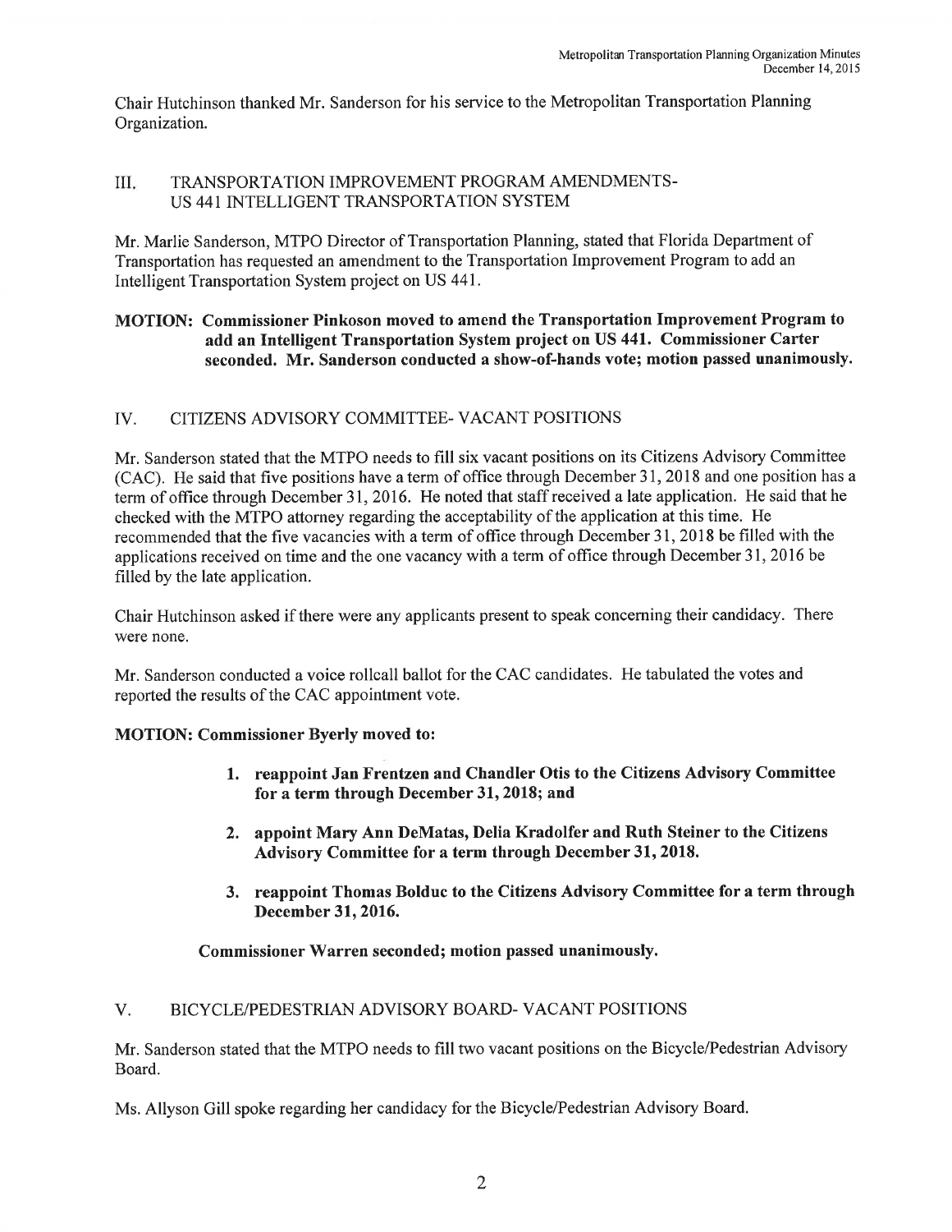Chair Hutchinson thanked Mr. Sanderson for his service to the Metropolitan Transportation Planning Organization.

## III. TRANSPORTATION IMPROVEMENT PROGRAM AMENDMENTS- US 441 INTELLIGENT TRANSPORTATION SYSTEM

Mr. Marlie Sanderson, MTPO Director of Transportation Planning, stated that Florida Department of Transportation has requested an amendment to the Transportation Improvement Program to add an Intelligent Transportation System project on US 441.

**MOTION: Commissioner Pinkoson moved to amend the Transportation Improvement Program to add an Intelligent Transportation System project on US 441. Commissioner Carter seconded. Mr. Sanderson conducted a show-of-hands vote; motion passed unanimously.**

## IV. CITIZENS ADVISORY COMMITTEE- VACANT POSITIONS

Mr. Sanderson stated that the MTPO needs to fill six vacant positions on its Citizens Advisory Committee (CAC). He said that five positions have a term of office through December 31, 2018 and one position has a term of office through December 31, 2016. He noted that staff received a late application. He said that he checked with the MTPO attorney regarding the acceptability of the application at this time. He recommended that the five vacancies with a term of office through December 31, 2018 be filled with the applications received on time and the one vacancy with a term of office through December 31, 2016 be filled by the late application.

Chair Hutchinson asked if there were any applicants present to speak concerning their candidacy. There were none.

Mr. Sanderson conducted a voice rollcall ballot for the CAC candidates. He tabulated the votes and reported the results of the CAC appointment vote.

**MOTION: Commissioner Byerly moved to:**

1. **reappoint Jan Frentzen and Chandler Otis to the Citizens Advisory Committee for a term through December 31, 2018; and**
2. **appoint Mary Ann DeMatas, Delia Kradolfer and Ruth Steiner to the Citizens Advisory Committee for a term through December 31, 2018.**
3. **reappoint Thomas Bolduc to the Citizens Advisory Committee for a term through December 31, 2016.**

**Commissioner Warren seconded; motion passed unanimously.**

## V. BICYCLE/PEDESTRIAN ADVISORY BOARD- VACANT POSITIONS

Mr. Sanderson stated that the MTPO needs to fill two vacant positions on the Bicycle/Pedestrian Advisory Board.

Ms. Allyson Gill spoke regarding her candidacy for the Bicycle/Pedestrian Advisory Board.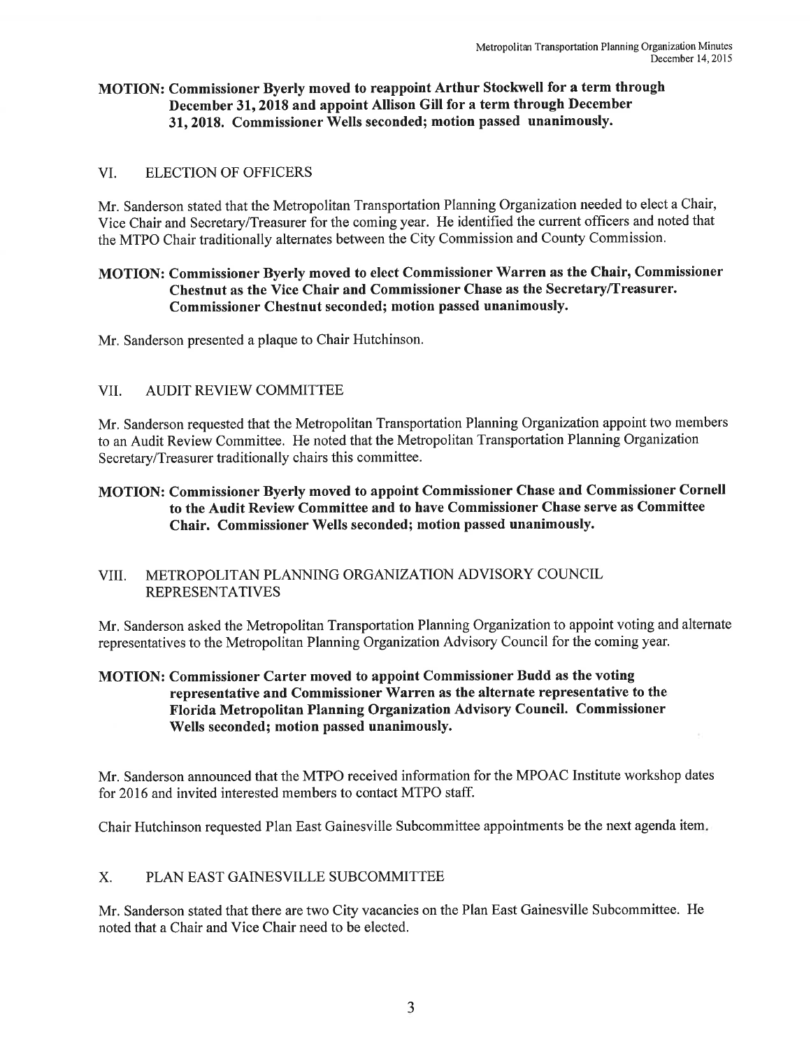**MOTION: Commissioner Byerly moved to reappoint Arthur Stockwell for a term through December 31, 2018 and appoint Allison Gill for a term through December 31, 2018. Commissioner Wells seconded; motion passed unanimously.**

## VI. ELECTION OF OFFICERS

Mr. Sanderson stated that the Metropolitan Transportation Planning Organization needed to elect a Chair, Vice Chair and Secretary/Treasurer for the coming year. He identified the current officers and noted that the MTPO Chair traditionally alternates between the City Commission and County Commission.

**MOTION: Commissioner Byerly moved to elect Commissioner Warren as the Chair, Commissioner Chestnut as the Vice Chair and Commissioner Chase as the Secretary/Treasurer. Commissioner Chestnut seconded; motion passed unanimously.**

Mr. Sanderson presented a plaque to Chair Hutchinson.

## VII. AUDIT REVIEW COMMITTEE

Mr. Sanderson requested that the Metropolitan Transportation Planning Organization appoint two members to an Audit Review Committee. He noted that the Metropolitan Transportation Planning Organization Secretary/Treasurer traditionally chairs this committee.

**MOTION: Commissioner Byerly moved to appoint Commissioner Chase and Commissioner Cornell to the Audit Review Committee and to have Commissioner Chase serve as Committee Chair. Commissioner Wells seconded; motion passed unanimously.**

## VIII. METROPOLITAN PLANNING ORGANIZATION ADVISORY COUNCIL REPRESENTATIVES

Mr. Sanderson asked the Metropolitan Transportation Planning Organization to appoint voting and alternate representatives to the Metropolitan Planning Organization Advisory Council for the coming year.

**MOTION: Commissioner Carter moved to appoint Commissioner Budd as the voting representative and Commissioner Warren as the alternate representative to the Florida Metropolitan Planning Organization Advisory Council. Commissioner Wells seconded; motion passed unanimously.**

Mr. Sanderson announced that the MTPO received information for the MPOAC Institute workshop dates for 2016 and invited interested members to contact MTPO staff.

Chair Hutchinson requested Plan East Gainesville Subcommittee appointments be the next agenda item.

## X. PLAN EAST GAINESVILLE SUBCOMMITTEE

Mr. Sanderson stated that there are two City vacancies on the Plan East Gainesville Subcommittee. He noted that a Chair and Vice Chair need to be elected.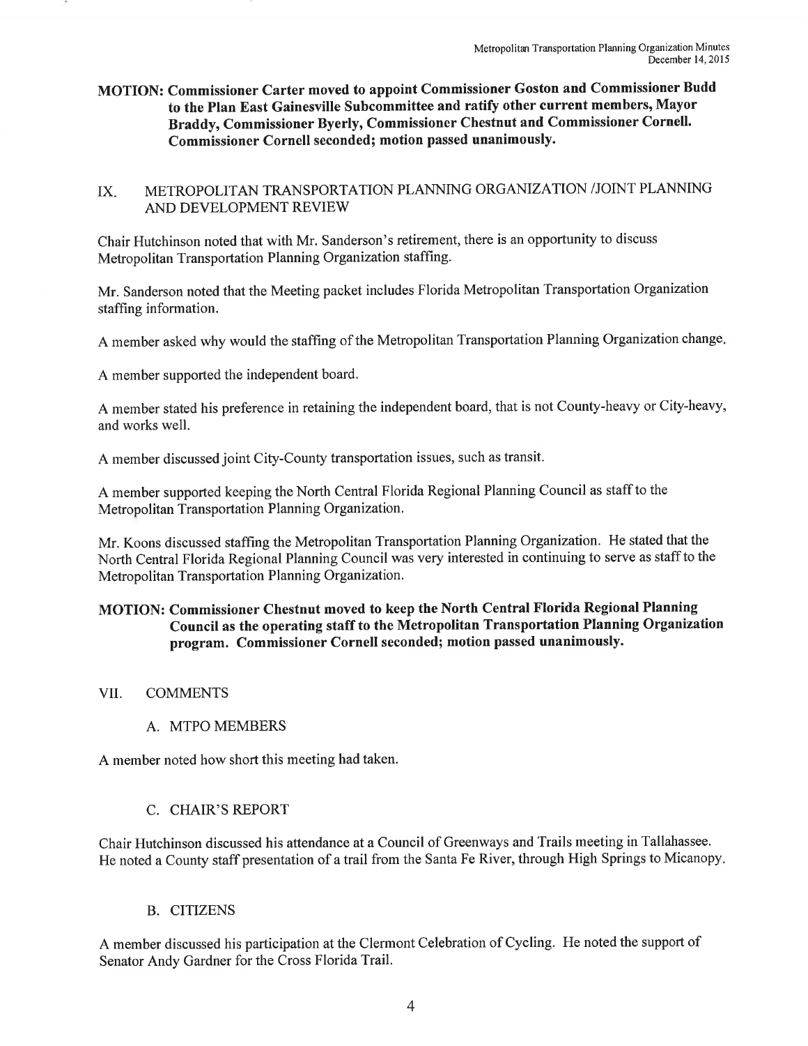**MOTION: Commissioner Carter moved to appoint Commissioner Goston and Commissioner Budd to the Plan East Gainesville Subcommittee and ratify other current members, Mayor Braddy, Commissioner Byerly, Commissioner Chestnut and Commissioner Cornell. Commissioner Cornell seconded; motion passed unanimously.**

## IX. METROPOLITAN TRANSPORTATION PLANNING ORGANIZATION /JOINT PLANNING AND DEVELOPMENT REVIEW

Chair Hutchinson noted that with Mr. Sanderson's retirement, there is an opportunity to discuss Metropolitan Transportation Planning Organization staffing.

Mr. Sanderson noted that the Meeting packet includes Florida Metropolitan Transportation Organization staffing information.

A member asked why would the staffing of the Metropolitan Transportation Planning Organization change.

A member supported the independent board.

A member stated his preference in retaining the independent board, that is not County-heavy or City-heavy, and works well.

A member discussed joint City-County transportation issues, such as transit.

A member supported keeping the North Central Florida Regional Planning Council as staff to the Metropolitan Transportation Planning Organization.

Mr. Koons discussed staffing the Metropolitan Transportation Planning Organization. He stated that the North Central Florida Regional Planning Council was very interested in continuing to serve as staff to the Metropolitan Transportation Planning Organization.

**MOTION: Commissioner Chestnut moved to keep the North Central Florida Regional Planning Council as the operating staff to the Metropolitan Transportation Planning Organization program. Commissioner Cornell seconded; motion passed unanimously.**

## VII. COMMENTS

### A. MTPO MEMBERS

A member noted how short this meeting had taken.

### C. CHAIR'S REPORT

Chair Hutchinson discussed his attendance at a Council of Greenways and Trails meeting in Tallahassee. He noted a County staff presentation of a trail from the Santa Fe River, through High Springs to Micanopy.

### B. CITIZENS

A member discussed his participation at the Clermont Celebration of Cycling. He noted the support of Senator Andy Gardner for the Cross Florida Trail.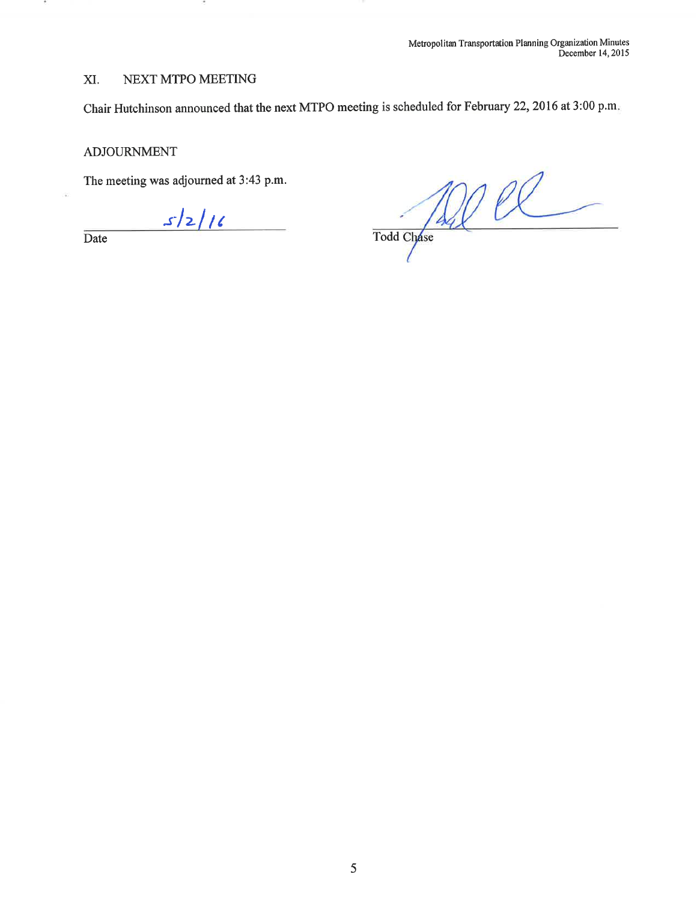## XI. NEXT MTPO MEETING

Chair Hutchinson announced that the next MTPO meeting is scheduled for February 22, 2016 at 3:00 p.m.

## ADJOURNMENT

The meeting was adjourned at 3:43 p.m.

5/2/16
Date

Todd Chase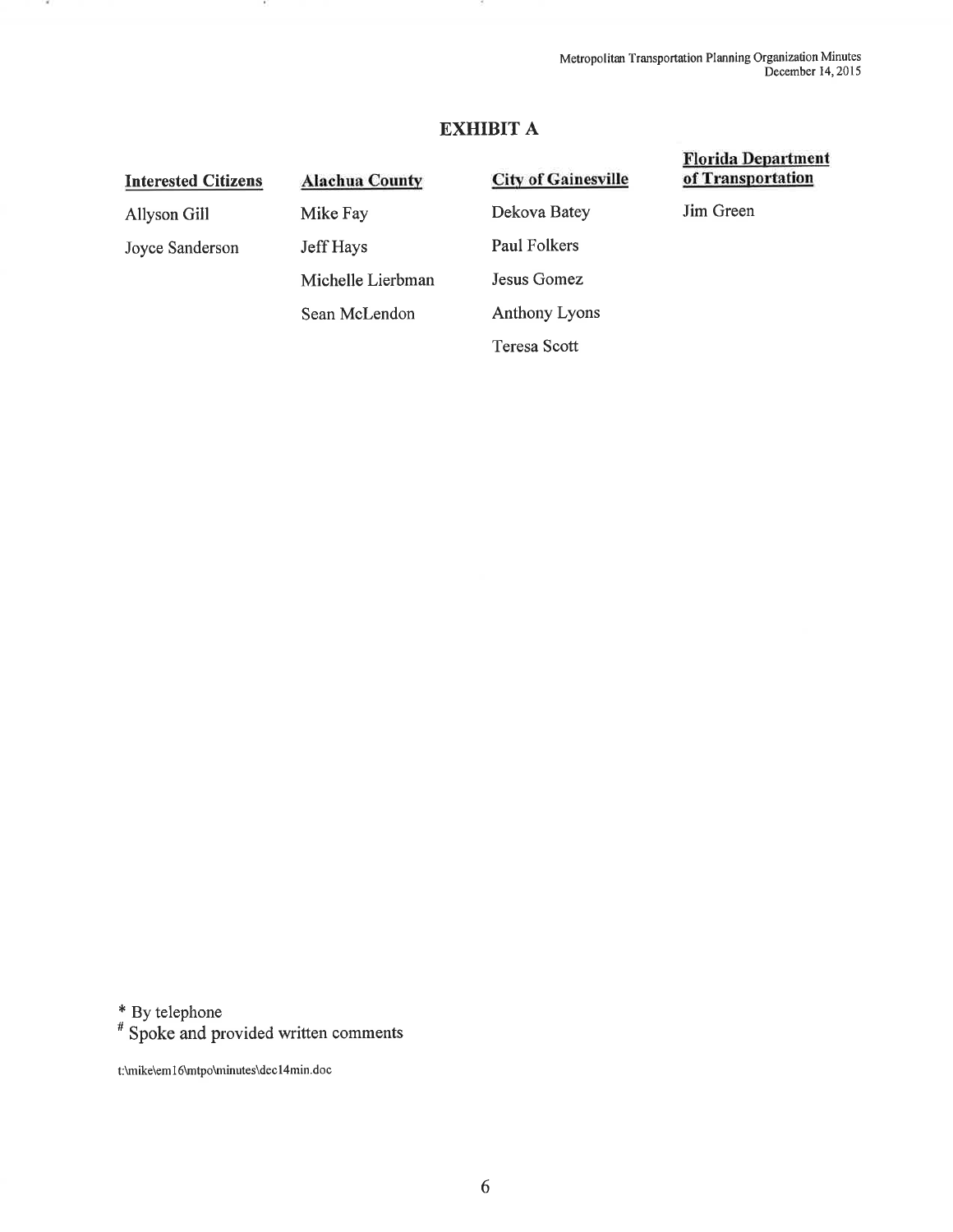## EXHIBIT A

| Interested Citizens | Alachua County | City of Gainesville | Florida Department of Transportation |
|---|---|---|---|
| Allyson Gill | Mike Fay | Dekova Batey | Jim Green |
| Joyce Sanderson | Jeff Hays | Paul Folkers | |
| | Michelle Lierbman | Jesus Gomez | |
| | Sean McLendon | Anthony Lyons | |
| | | Teresa Scott | |

\* By telephone

\# Spoke and provided written comments

t:\mike\em16\mtpo\minutes\dec14min.doc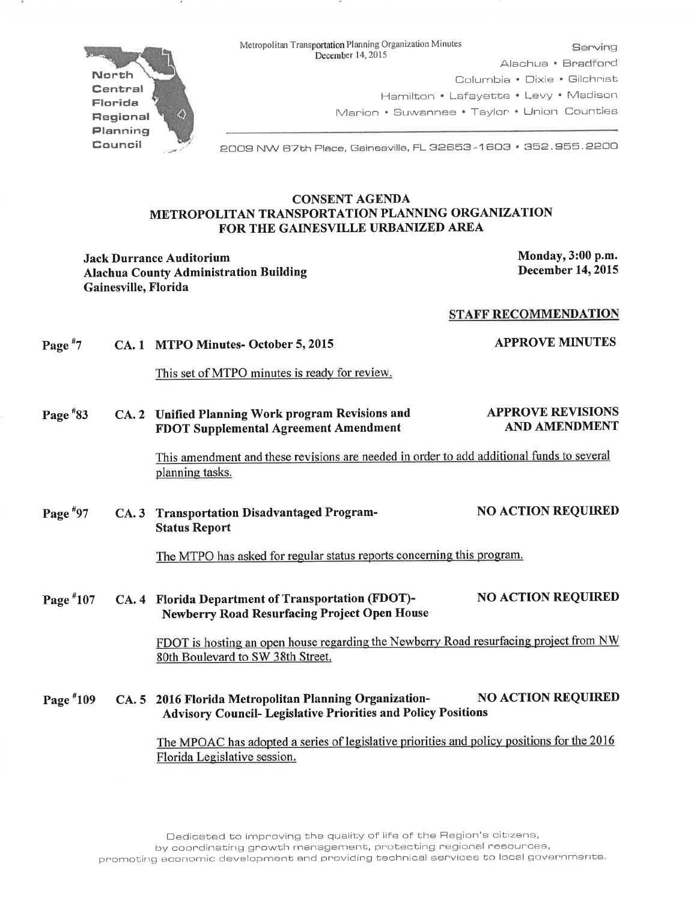North Central Florida Regional Planning Council

Metropolitan Transportation Planning Organization Minutes
December 14, 2015

Serving
Alachua • Bradford
Columbia • Dixie • Gilchrist
Hamilton • Lafayette • Levy • Madison
Marion • Suwannee • Taylor • Union Counties

2009 NW 67th Place, Gainesville, FL 32653-1603 • 352.955.2200

## CONSENT AGENDA
## METROPOLITAN TRANSPORTATION PLANNING ORGANIZATION FOR THE GAINESVILLE URBANIZED AREA

**Jack Durrance Auditorium**
**Alachua County Administration Building**
**Gainesville, Florida**

**Monday, 3:00 p.m.**
**December 14, 2015**

**STAFF RECOMMENDATION**

Page #7 **CA. 1 MTPO Minutes- October 5, 2015** — **APPROVE MINUTES**

This set of MTPO minutes is ready for review.

Page #83 **CA. 2 Unified Planning Work program Revisions and FDOT Supplemental Agreement Amendment** — **APPROVE REVISIONS AND AMENDMENT**

This amendment and these revisions are needed in order to add additional funds to several planning tasks.

Page #97 **CA. 3 Transportation Disadvantaged Program- Status Report** — **NO ACTION REQUIRED**

The MTPO has asked for regular status reports concerning this program.

Page #107 **CA. 4 Florida Department of Transportation (FDOT)- Newberry Road Resurfacing Project Open House** — **NO ACTION REQUIRED**

FDOT is hosting an open house regarding the Newberry Road resurfacing project from NW 80th Boulevard to SW 38th Street.

Page #109 **CA. 5 2016 Florida Metropolitan Planning Organization- Advisory Council- Legislative Priorities and Policy Positions** — **NO ACTION REQUIRED**

The MPOAC has adopted a series of legislative priorities and policy positions for the 2016 Florida Legislative session.

Dedicated to improving the quality of life of the Region's citizens, by coordinating growth management, protecting regional resources, promoting economic development and providing technical services to local governments.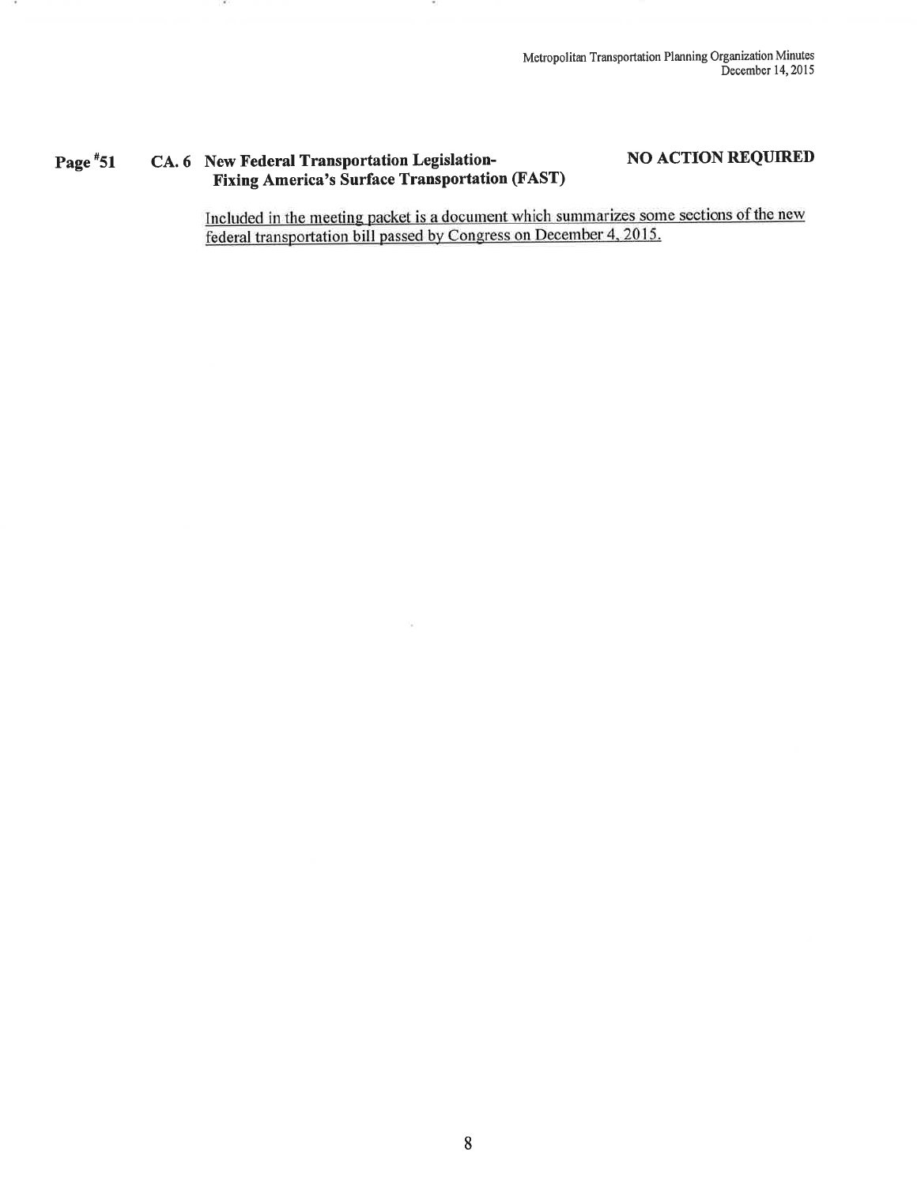**Page #51 CA. 6 New Federal Transportation Legislation- Fixing America's Surface Transportation (FAST)** **NO ACTION REQUIRED**

Included in the meeting packet is a document which summarizes some sections of the new federal transportation bill passed by Congress on December 4, 2015.